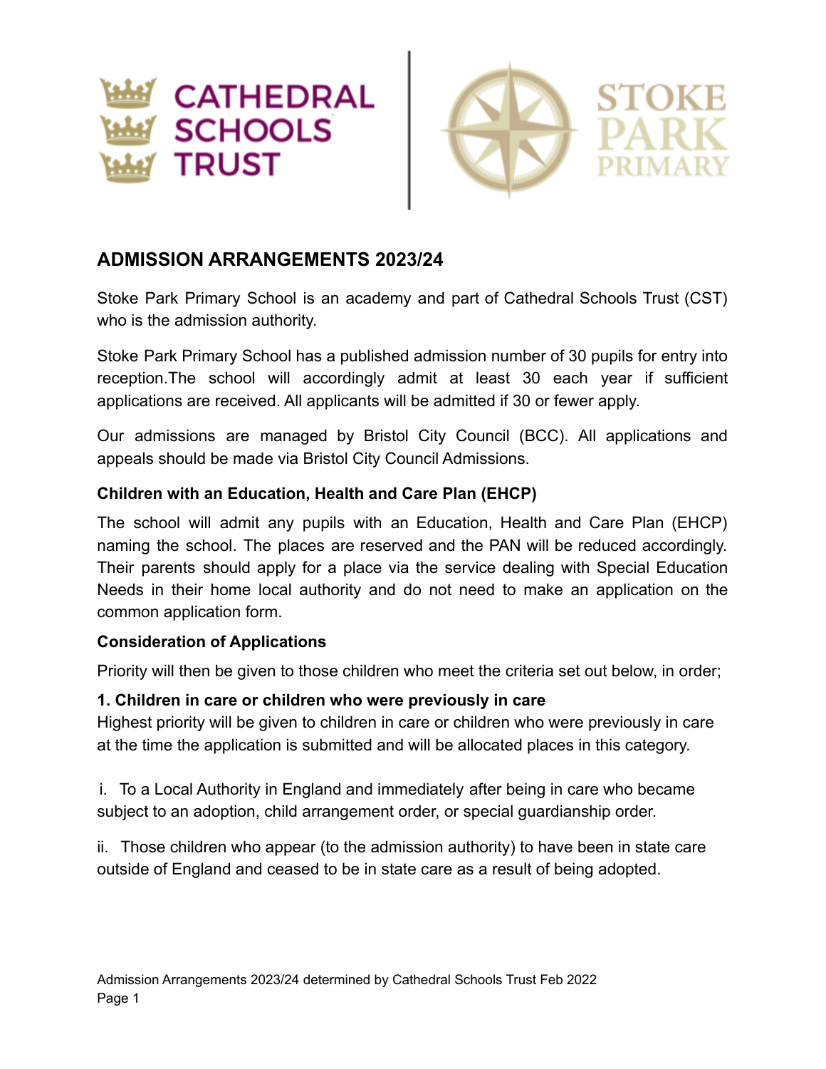CATHEDRAL SCHOOLS TRUST

STOKE PARK PRIMARY

## ADMISSION ARRANGEMENTS 2023/24

Stoke Park Primary School is an academy and part of Cathedral Schools Trust (CST) who is the admission authority.

Stoke Park Primary School has a published admission number of 30 pupils for entry into reception.The school will accordingly admit at least 30 each year if sufficient applications are received. All applicants will be admitted if 30 or fewer apply.

Our admissions are managed by Bristol City Council (BCC). All applications and appeals should be made via Bristol City Council Admissions.

### Children with an Education, Health and Care Plan (EHCP)

The school will admit any pupils with an Education, Health and Care Plan (EHCP) naming the school. The places are reserved and the PAN will be reduced accordingly. Their parents should apply for a place via the service dealing with Special Education Needs in their home local authority and do not need to make an application on the common application form.

### Consideration of Applications

Priority will then be given to those children who meet the criteria set out below, in order;

**1. Children in care or children who were previously in care**

Highest priority will be given to children in care or children who were previously in care at the time the application is submitted and will be allocated places in this category.

i. To a Local Authority in England and immediately after being in care who became subject to an adoption, child arrangement order, or special guardianship order.

ii. Those children who appear (to the admission authority) to have been in state care outside of England and ceased to be in state care as a result of being adopted.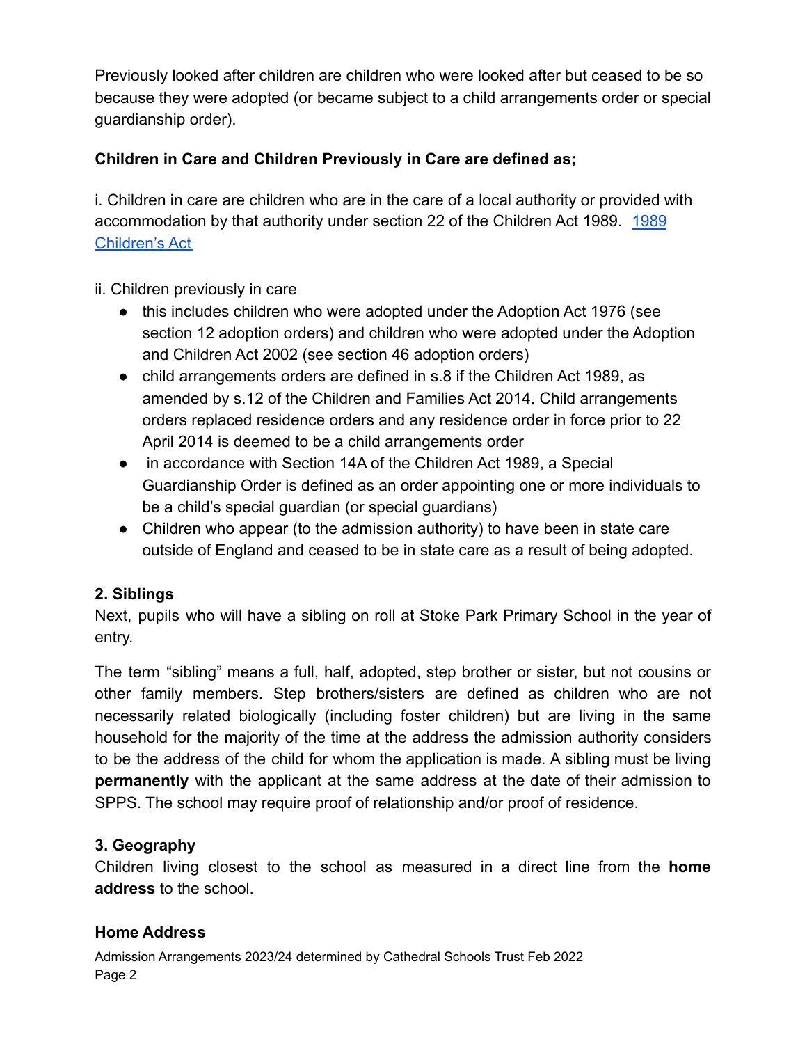Previously looked after children are children who were looked after but ceased to be so because they were adopted (or became subject to a child arrangements order or special guardianship order).

**Children in Care and Children Previously in Care are defined as;**

i. Children in care are children who are in the care of a local authority or provided with accommodation by that authority under section 22 of the Children Act 1989. [1989 Children's Act]

ii. Children previously in care

- this includes children who were adopted under the Adoption Act 1976 (see section 12 adoption orders) and children who were adopted under the Adoption and Children Act 2002 (see section 46 adoption orders)
- child arrangements orders are defined in s.8 if the Children Act 1989, as amended by s.12 of the Children and Families Act 2014. Child arrangements orders replaced residence orders and any residence order in force prior to 22 April 2014 is deemed to be a child arrangements order
- in accordance with Section 14A of the Children Act 1989, a Special Guardianship Order is defined as an order appointing one or more individuals to be a child's special guardian (or special guardians)
- Children who appear (to the admission authority) to have been in state care outside of England and ceased to be in state care as a result of being adopted.

### 2. Siblings

Next, pupils who will have a sibling on roll at Stoke Park Primary School in the year of entry.

The term "sibling" means a full, half, adopted, step brother or sister, but not cousins or other family members. Step brothers/sisters are defined as children who are not necessarily related biologically (including foster children) but are living in the same household for the majority of the time at the address the admission authority considers to be the address of the child for whom the application is made. A sibling must be living **permanently** with the applicant at the same address at the date of their admission to SPPS. The school may require proof of relationship and/or proof of residence.

### 3. Geography

Children living closest to the school as measured in a direct line from the **home address** to the school.

### Home Address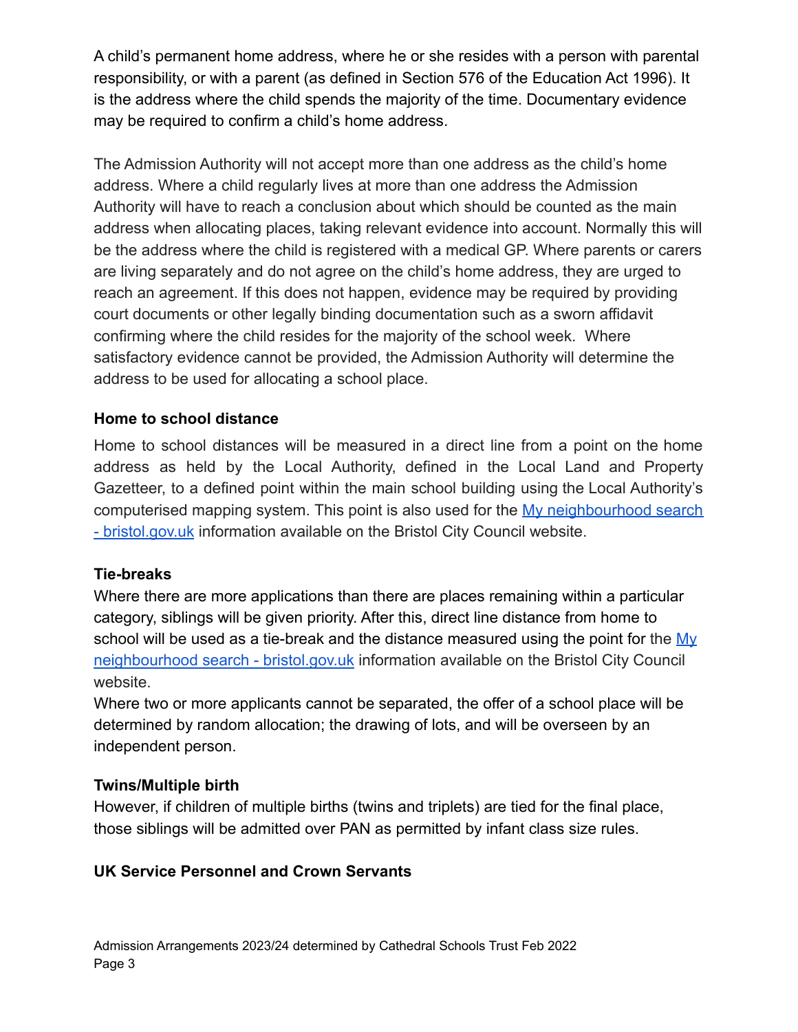A child's permanent home address, where he or she resides with a person with parental responsibility, or with a parent (as defined in Section 576 of the Education Act 1996). It is the address where the child spends the majority of the time. Documentary evidence may be required to confirm a child's home address.

The Admission Authority will not accept more than one address as the child's home address. Where a child regularly lives at more than one address the Admission Authority will have to reach a conclusion about which should be counted as the main address when allocating places, taking relevant evidence into account. Normally this will be the address where the child is registered with a medical GP. Where parents or carers are living separately and do not agree on the child's home address, they are urged to reach an agreement. If this does not happen, evidence may be required by providing court documents or other legally binding documentation such as a sworn affidavit confirming where the child resides for the majority of the school week. Where satisfactory evidence cannot be provided, the Admission Authority will determine the address to be used for allocating a school place.

**Home to school distance**

Home to school distances will be measured in a direct line from a point on the home address as held by the Local Authority, defined in the Local Land and Property Gazetteer, to a defined point within the main school building using the Local Authority's computerised mapping system. This point is also used for the [My neighbourhood search - bristol.gov.uk] information available on the Bristol City Council website.

**Tie-breaks**

Where there are more applications than there are places remaining within a particular category, siblings will be given priority. After this, direct line distance from home to school will be used as a tie-break and the distance measured using the point for the [My neighbourhood search - bristol.gov.uk] information available on the Bristol City Council website.

Where two or more applicants cannot be separated, the offer of a school place will be determined by random allocation; the drawing of lots, and will be overseen by an independent person.

**Twins/Multiple birth**

However, if children of multiple births (twins and triplets) are tied for the final place, those siblings will be admitted over PAN as permitted by infant class size rules.

**UK Service Personnel and Crown Servants**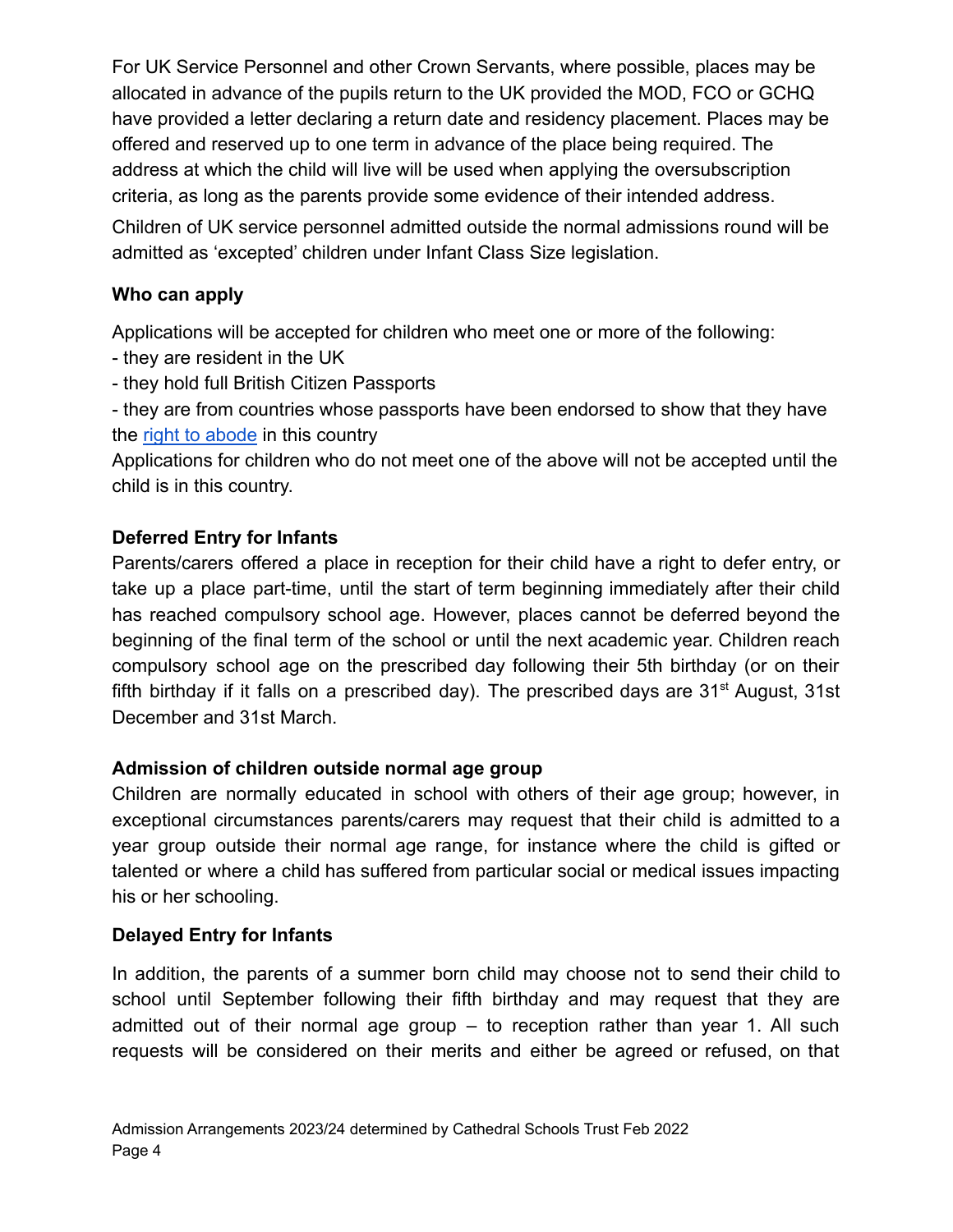For UK Service Personnel and other Crown Servants, where possible, places may be allocated in advance of the pupils return to the UK provided the MOD, FCO or GCHQ have provided a letter declaring a return date and residency placement. Places may be offered and reserved up to one term in advance of the place being required. The address at which the child will live will be used when applying the oversubscription criteria, as long as the parents provide some evidence of their intended address.

Children of UK service personnel admitted outside the normal admissions round will be admitted as 'excepted' children under Infant Class Size legislation.

**Who can apply**

Applications will be accepted for children who meet one or more of the following:
- they are resident in the UK
- they hold full British Citizen Passports
- they are from countries whose passports have been endorsed to show that they have the right to abode in this country

Applications for children who do not meet one of the above will not be accepted until the child is in this country.

**Deferred Entry for Infants**

Parents/carers offered a place in reception for their child have a right to defer entry, or take up a place part-time, until the start of term beginning immediately after their child has reached compulsory school age. However, places cannot be deferred beyond the beginning of the final term of the school or until the next academic year. Children reach compulsory school age on the prescribed day following their 5th birthday (or on their fifth birthday if it falls on a prescribed day). The prescribed days are 31st August, 31st December and 31st March.

**Admission of children outside normal age group**

Children are normally educated in school with others of their age group; however, in exceptional circumstances parents/carers may request that their child is admitted to a year group outside their normal age range, for instance where the child is gifted or talented or where a child has suffered from particular social or medical issues impacting his or her schooling.

**Delayed Entry for Infants**

In addition, the parents of a summer born child may choose not to send their child to school until September following their fifth birthday and may request that they are admitted out of their normal age group – to reception rather than year 1. All such requests will be considered on their merits and either be agreed or refused, on that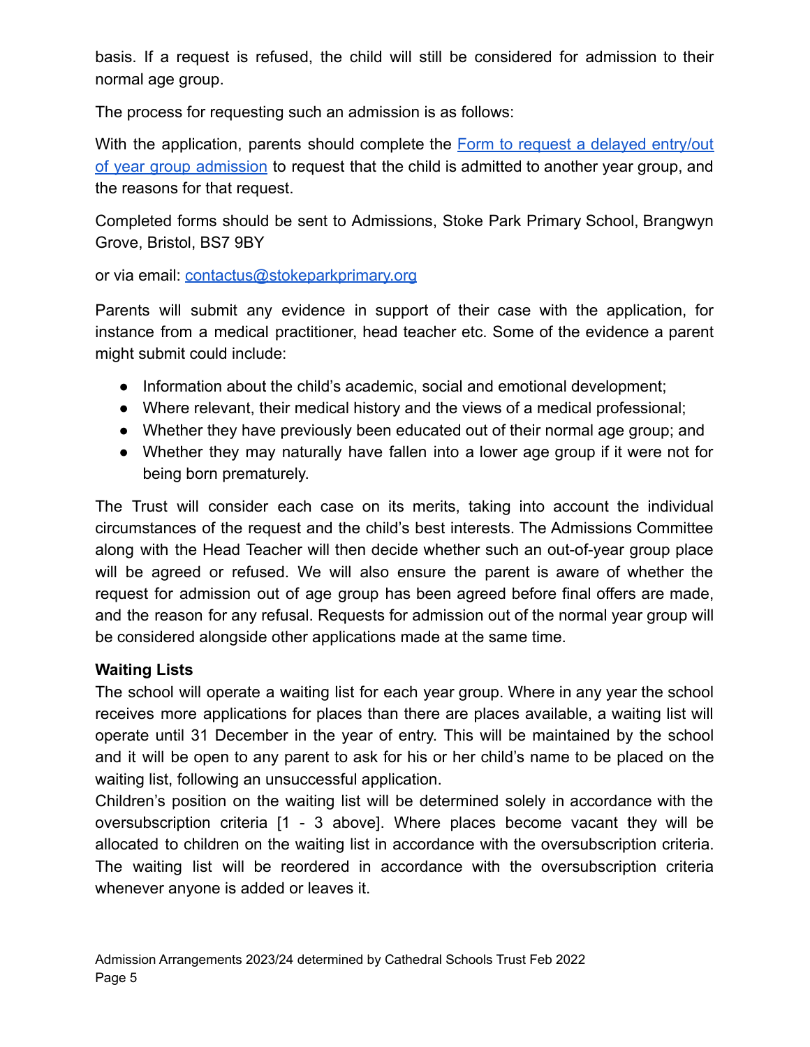basis. If a request is refused, the child will still be considered for admission to their normal age group.

The process for requesting such an admission is as follows:

With the application, parents should complete the [Form to request a delayed entry/out of year group admission]() to request that the child is admitted to another year group, and the reasons for that request.

Completed forms should be sent to Admissions, Stoke Park Primary School, Brangwyn Grove, Bristol, BS7 9BY

or via email: [contactus@stokeparkprimary.org](mailto:contactus@stokeparkprimary.org)

Parents will submit any evidence in support of their case with the application, for instance from a medical practitioner, head teacher etc. Some of the evidence a parent might submit could include:

- Information about the child's academic, social and emotional development;
- Where relevant, their medical history and the views of a medical professional;
- Whether they have previously been educated out of their normal age group; and
- Whether they may naturally have fallen into a lower age group if it were not for being born prematurely.

The Trust will consider each case on its merits, taking into account the individual circumstances of the request and the child's best interests. The Admissions Committee along with the Head Teacher will then decide whether such an out-of-year group place will be agreed or refused. We will also ensure the parent is aware of whether the request for admission out of age group has been agreed before final offers are made, and the reason for any refusal. Requests for admission out of the normal year group will be considered alongside other applications made at the same time.

**Waiting Lists**

The school will operate a waiting list for each year group. Where in any year the school receives more applications for places than there are places available, a waiting list will operate until 31 December in the year of entry. This will be maintained by the school and it will be open to any parent to ask for his or her child's name to be placed on the waiting list, following an unsuccessful application.

Children's position on the waiting list will be determined solely in accordance with the oversubscription criteria [1 - 3 above]. Where places become vacant they will be allocated to children on the waiting list in accordance with the oversubscription criteria. The waiting list will be reordered in accordance with the oversubscription criteria whenever anyone is added or leaves it.

Admission Arrangements 2023/24 determined by Cathedral Schools Trust Feb 2022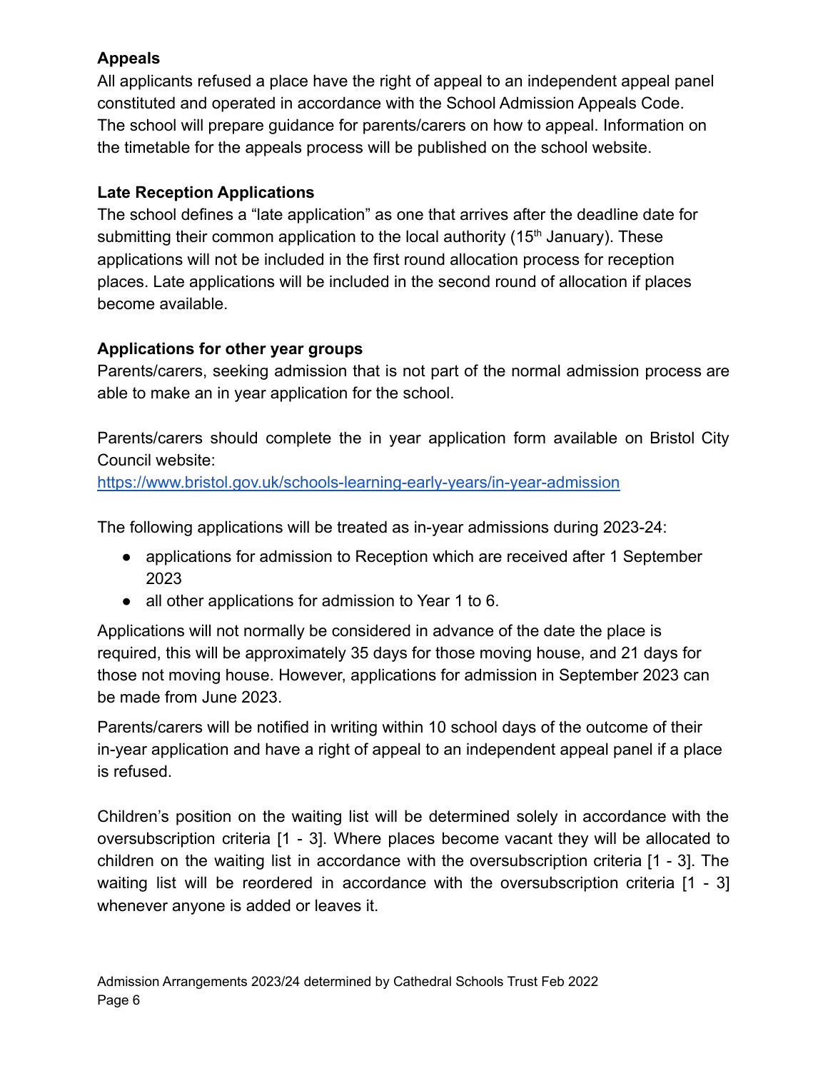### Appeals

All applicants refused a place have the right of appeal to an independent appeal panel constituted and operated in accordance with the School Admission Appeals Code. The school will prepare guidance for parents/carers on how to appeal. Information on the timetable for the appeals process will be published on the school website.

### Late Reception Applications

The school defines a "late application" as one that arrives after the deadline date for submitting their common application to the local authority (15th January). These applications will not be included in the first round allocation process for reception places. Late applications will be included in the second round of allocation if places become available.

### Applications for other year groups

Parents/carers, seeking admission that is not part of the normal admission process are able to make an in year application for the school.

Parents/carers should complete the in year application form available on Bristol City Council website:
https://www.bristol.gov.uk/schools-learning-early-years/in-year-admission

The following applications will be treated as in-year admissions during 2023-24:

- applications for admission to Reception which are received after 1 September 2023
- all other applications for admission to Year 1 to 6.

Applications will not normally be considered in advance of the date the place is required, this will be approximately 35 days for those moving house, and 21 days for those not moving house. However, applications for admission in September 2023 can be made from June 2023.

Parents/carers will be notified in writing within 10 school days of the outcome of their in-year application and have a right of appeal to an independent appeal panel if a place is refused.

Children's position on the waiting list will be determined solely in accordance with the oversubscription criteria [1 - 3]. Where places become vacant they will be allocated to children on the waiting list in accordance with the oversubscription criteria [1 - 3]. The waiting list will be reordered in accordance with the oversubscription criteria [1 - 3] whenever anyone is added or leaves it.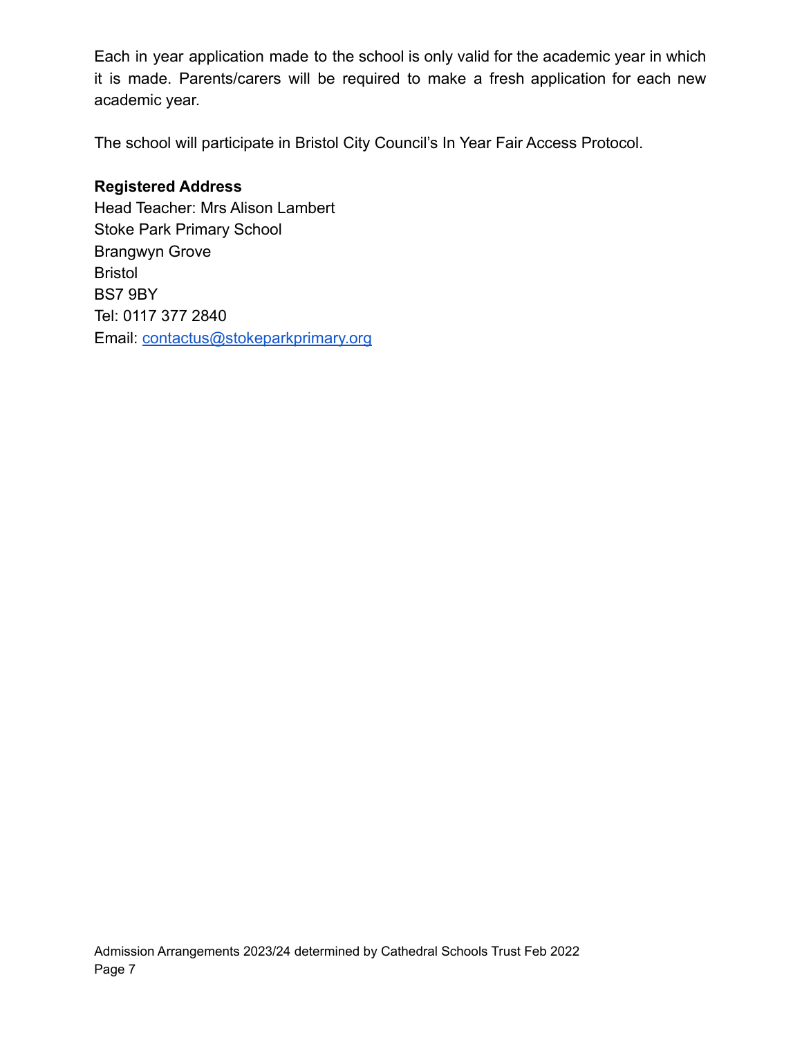Each in year application made to the school is only valid for the academic year in which it is made. Parents/carers will be required to make a fresh application for each new academic year.

The school will participate in Bristol City Council's In Year Fair Access Protocol.

**Registered Address**
Head Teacher: Mrs Alison Lambert
Stoke Park Primary School
Brangwyn Grove
Bristol
BS7 9BY
Tel: 0117 377 2840
Email: contactus@stokeparkprimary.org